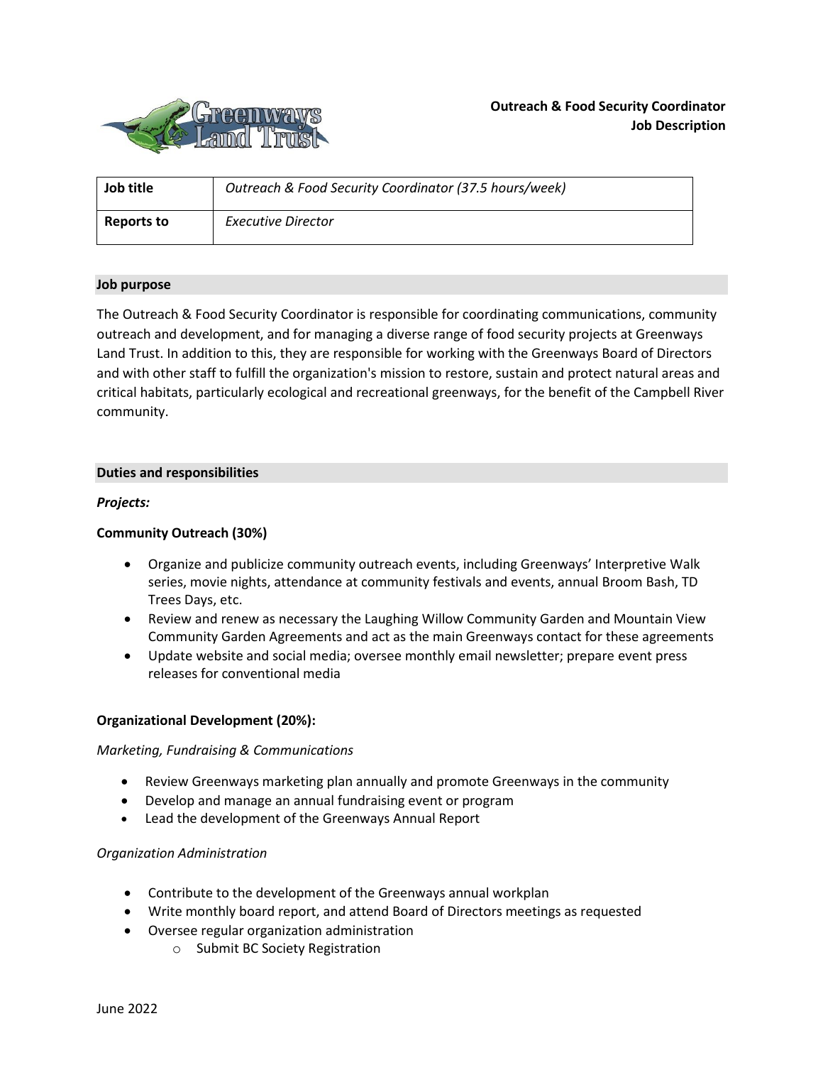**Outreach & Food Security Coordinator**
**Job Description**

| Job title | *Outreach & Food Security Coordinator (37.5 hours/week)* |
| --- | --- |
| Reports to | *Executive Director* |

## Job purpose

The Outreach & Food Security Coordinator is responsible for coordinating communications, community outreach and development, and for managing a diverse range of food security projects at Greenways Land Trust. In addition to this, they are responsible for working with the Greenways Board of Directors and with other staff to fulfill the organization's mission to restore, sustain and protect natural areas and critical habitats, particularly ecological and recreational greenways, for the benefit of the Campbell River community.

## Duties and responsibilities

***Projects:***

**Community Outreach (30%)**

- Organize and publicize community outreach events, including Greenways' Interpretive Walk series, movie nights, attendance at community festivals and events, annual Broom Bash, TD Trees Days, etc.
- Review and renew as necessary the Laughing Willow Community Garden and Mountain View Community Garden Agreements and act as the main Greenways contact for these agreements
- Update website and social media; oversee monthly email newsletter; prepare event press releases for conventional media

**Organizational Development (20%):**

*Marketing, Fundraising & Communications*

- Review Greenways marketing plan annually and promote Greenways in the community
- Develop and manage an annual fundraising event or program
- Lead the development of the Greenways Annual Report

*Organization Administration*

- Contribute to the development of the Greenways annual workplan
- Write monthly board report, and attend Board of Directors meetings as requested
- Oversee regular organization administration
  - Submit BC Society Registration

June 2022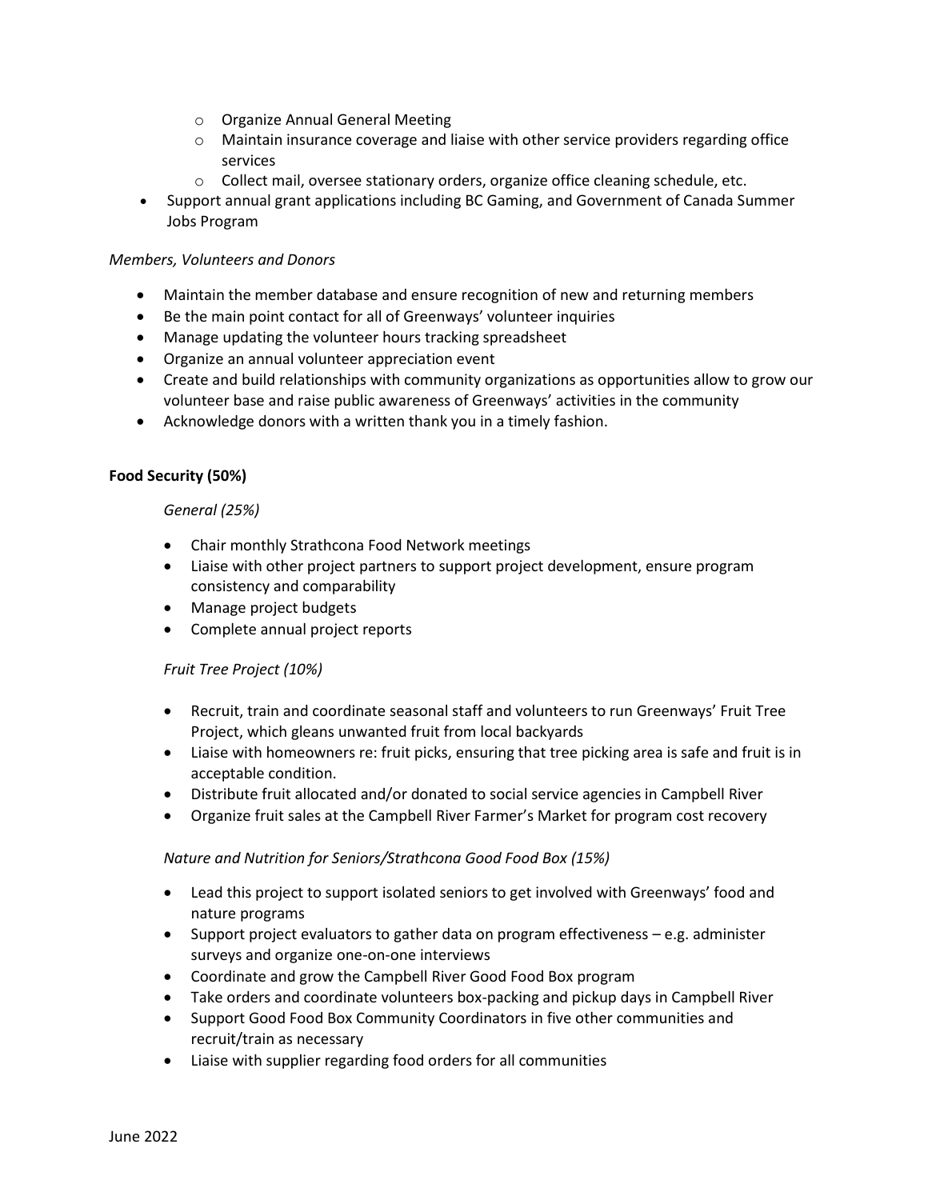- Organize Annual General Meeting
  - Maintain insurance coverage and liaise with other service providers regarding office services
  - Collect mail, oversee stationary orders, organize office cleaning schedule, etc.
- Support annual grant applications including BC Gaming, and Government of Canada Summer Jobs Program

*Members, Volunteers and Donors*

- Maintain the member database and ensure recognition of new and returning members
- Be the main point contact for all of Greenways' volunteer inquiries
- Manage updating the volunteer hours tracking spreadsheet
- Organize an annual volunteer appreciation event
- Create and build relationships with community organizations as opportunities allow to grow our volunteer base and raise public awareness of Greenways' activities in the community
- Acknowledge donors with a written thank you in a timely fashion.

**Food Security (50%)**

*General (25%)*

- Chair monthly Strathcona Food Network meetings
- Liaise with other project partners to support project development, ensure program consistency and comparability
- Manage project budgets
- Complete annual project reports

*Fruit Tree Project (10%)*

- Recruit, train and coordinate seasonal staff and volunteers to run Greenways' Fruit Tree Project, which gleans unwanted fruit from local backyards
- Liaise with homeowners re: fruit picks, ensuring that tree picking area is safe and fruit is in acceptable condition.
- Distribute fruit allocated and/or donated to social service agencies in Campbell River
- Organize fruit sales at the Campbell River Farmer's Market for program cost recovery

*Nature and Nutrition for Seniors/Strathcona Good Food Box (15%)*

- Lead this project to support isolated seniors to get involved with Greenways' food and nature programs
- Support project evaluators to gather data on program effectiveness – e.g. administer surveys and organize one-on-one interviews
- Coordinate and grow the Campbell River Good Food Box program
- Take orders and coordinate volunteers box-packing and pickup days in Campbell River
- Support Good Food Box Community Coordinators in five other communities and recruit/train as necessary
- Liaise with supplier regarding food orders for all communities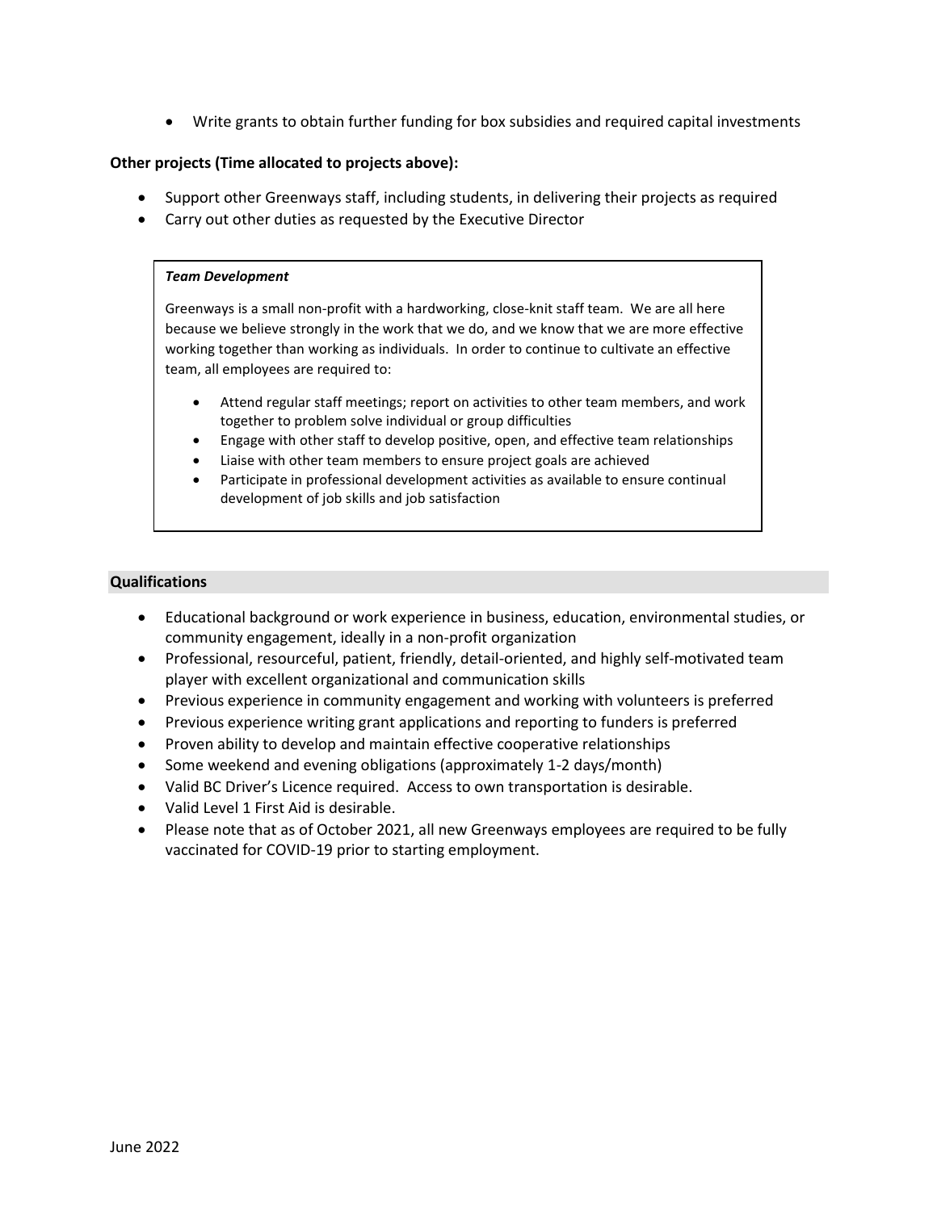- Write grants to obtain further funding for box subsidies and required capital investments

**Other projects (Time allocated to projects above):**

- Support other Greenways staff, including students, in delivering their projects as required
- Carry out other duties as requested by the Executive Director

***Team Development***

Greenways is a small non-profit with a hardworking, close-knit staff team. We are all here because we believe strongly in the work that we do, and we know that we are more effective working together than working as individuals. In order to continue to cultivate an effective team, all employees are required to:

- Attend regular staff meetings; report on activities to other team members, and work together to problem solve individual or group difficulties
- Engage with other staff to develop positive, open, and effective team relationships
- Liaise with other team members to ensure project goals are achieved
- Participate in professional development activities as available to ensure continual development of job skills and job satisfaction

## Qualifications

- Educational background or work experience in business, education, environmental studies, or community engagement, ideally in a non-profit organization
- Professional, resourceful, patient, friendly, detail-oriented, and highly self-motivated team player with excellent organizational and communication skills
- Previous experience in community engagement and working with volunteers is preferred
- Previous experience writing grant applications and reporting to funders is preferred
- Proven ability to develop and maintain effective cooperative relationships
- Some weekend and evening obligations (approximately 1-2 days/month)
- Valid BC Driver's Licence required. Access to own transportation is desirable.
- Valid Level 1 First Aid is desirable.
- Please note that as of October 2021, all new Greenways employees are required to be fully vaccinated for COVID-19 prior to starting employment.